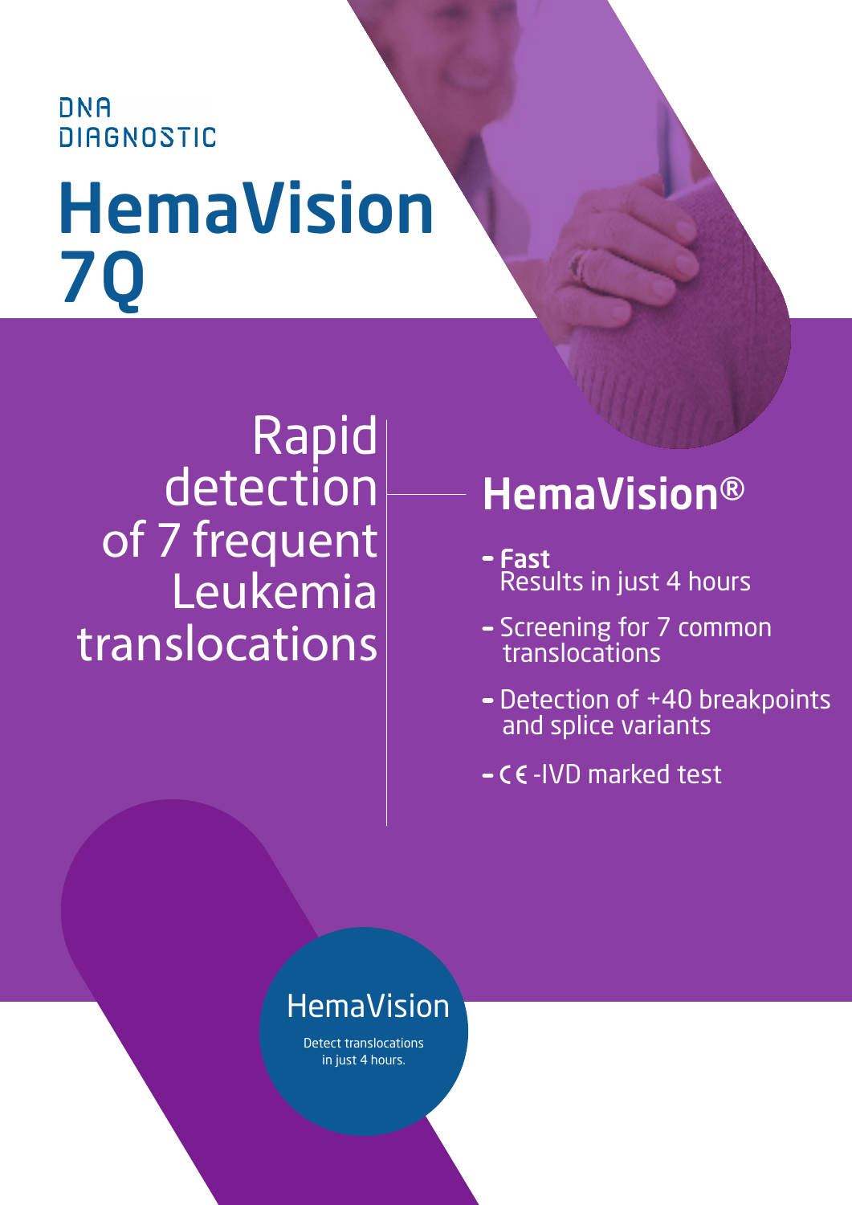DNA DIAGNOSTIC

# HemaVision 7Q

Rapid detection of 7 frequent Leukemia translocations

## HemaVision®

- **Fast**
  Results in just 4 hours
- Screening for 7 common translocations
- Detection of +40 breakpoints and splice variants
- CE-IVD marked test

HemaVision

Detect translocations in just 4 hours.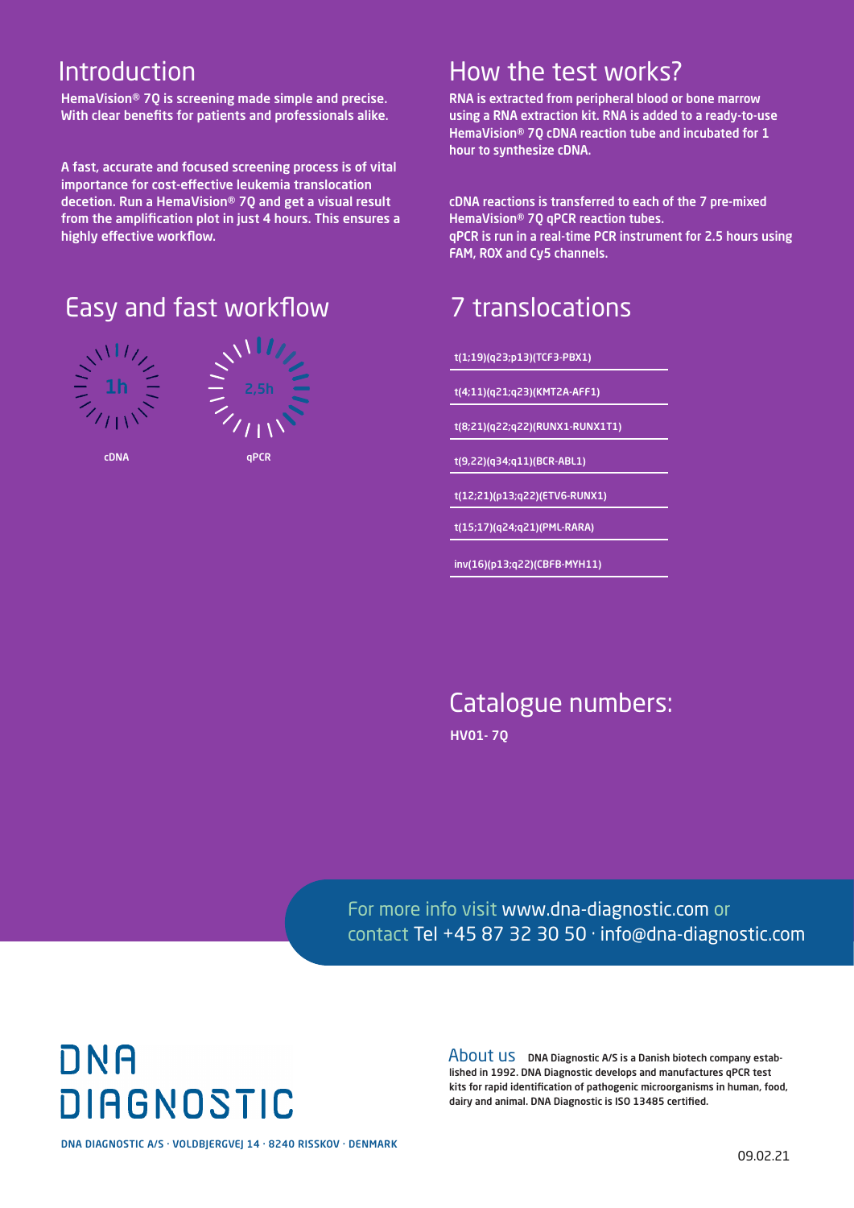## Introduction

HemaVision® 7Q is screening made simple and precise. With clear benefits for patients and professionals alike.

A fast, accurate and focused screening process is of vital importance for cost-effective leukemia translocation decetion. Run a HemaVision® 7Q and get a visual result from the amplification plot in just 4 hours. This ensures a highly effective workflow.

## How the test works?

RNA is extracted from peripheral blood or bone marrow using a RNA extraction kit. RNA is added to a ready-to-use HemaVision® 7Q cDNA reaction tube and incubated for 1 hour to synthesize cDNA.

cDNA reactions is transferred to each of the 7 pre-mixed HemaVision® 7Q qPCR reaction tubes.
qPCR is run in a real-time PCR instrument for 2.5 hours using FAM, ROX and Cy5 channels.

## Easy and fast workflow

1h

cDNA

2,5h

qPCR

## 7 translocations

- t(1;19)(q23;p13)(TCF3-PBX1)
- t(4;11)(q21;q23)(KMT2A-AFF1)
- t(8;21)(q22;q22)(RUNX1-RUNX1T1)
- t(9,22)(q34;q11)(BCR-ABL1)
- t(12;21)(p13;q22)(ETV6-RUNX1)
- t(15;17)(q24;q21)(PML-RARA)
- inv(16)(p13;q22)(CBFB-MYH11)

## Catalogue numbers:

HV01- 7Q

For more info visit www.dna-diagnostic.com or contact Tel +45 87 32 30 50 · info@dna-diagnostic.com

DNA DIAGNOSTIC

DNA DIAGNOSTIC A/S · VOLDBJERGVEJ 14 · 8240 RISSKOV · DENMARK

**About us** DNA Diagnostic A/S is a Danish biotech company established in 1992. DNA Diagnostic develops and manufactures qPCR test kits for rapid identification of pathogenic microorganisms in human, food, dairy and animal. DNA Diagnostic is ISO 13485 certified.

09.02.21